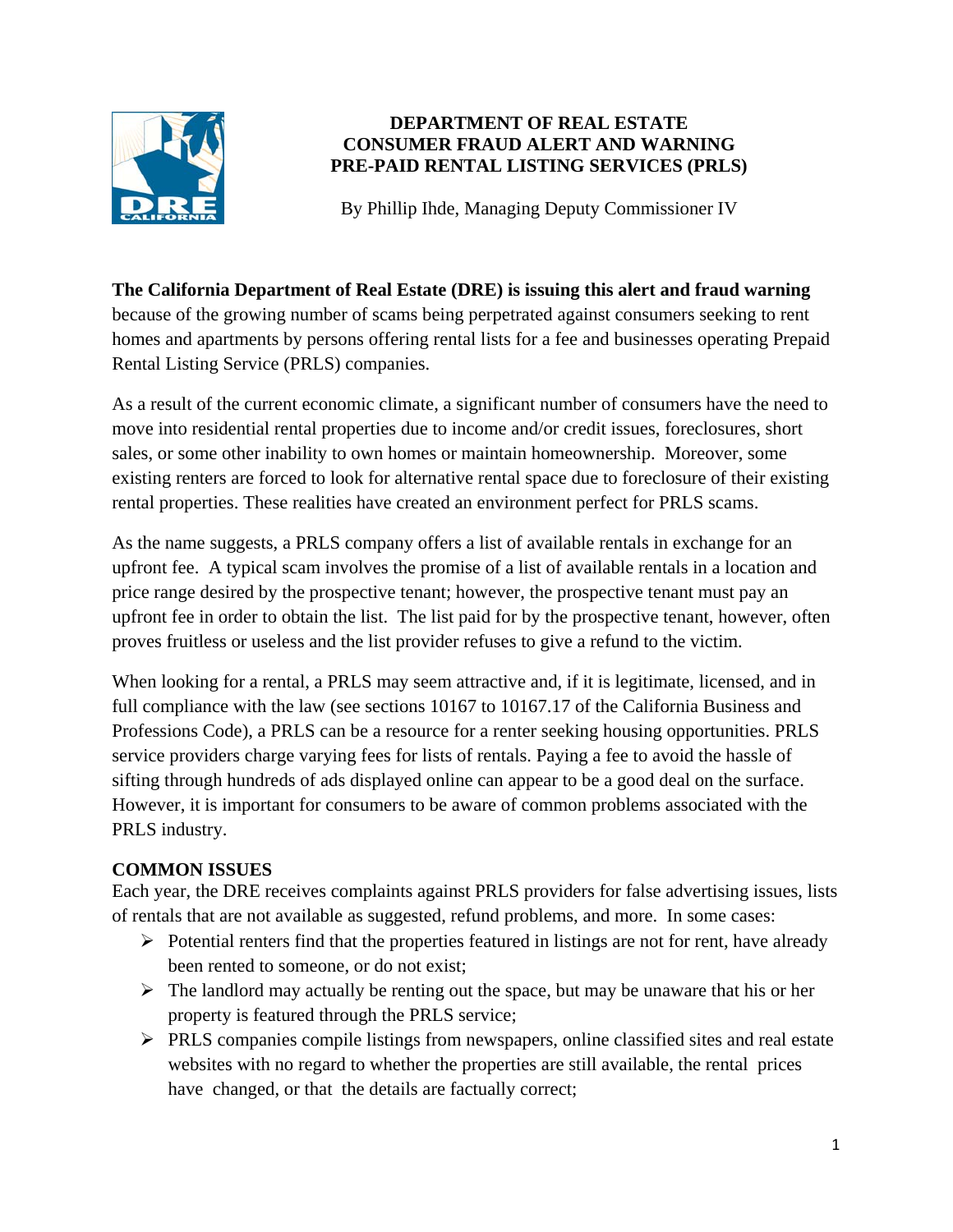# DEPARTMENT OF REAL ESTATE
# CONSUMER FRAUD ALERT AND WARNING
# PRE-PAID RENTAL LISTING SERVICES (PRLS)

By Phillip Ihde, Managing Deputy Commissioner IV

**The California Department of Real Estate (DRE) is issuing this alert and fraud warning** because of the growing number of scams being perpetrated against consumers seeking to rent homes and apartments by persons offering rental lists for a fee and businesses operating Prepaid Rental Listing Service (PRLS) companies.

As a result of the current economic climate, a significant number of consumers have the need to move into residential rental properties due to income and/or credit issues, foreclosures, short sales, or some other inability to own homes or maintain homeownership. Moreover, some existing renters are forced to look for alternative rental space due to foreclosure of their existing rental properties. These realities have created an environment perfect for PRLS scams.

As the name suggests, a PRLS company offers a list of available rentals in exchange for an upfront fee. A typical scam involves the promise of a list of available rentals in a location and price range desired by the prospective tenant; however, the prospective tenant must pay an upfront fee in order to obtain the list. The list paid for by the prospective tenant, however, often proves fruitless or useless and the list provider refuses to give a refund to the victim.

When looking for a rental, a PRLS may seem attractive and, if it is legitimate, licensed, and in full compliance with the law (see sections 10167 to 10167.17 of the California Business and Professions Code), a PRLS can be a resource for a renter seeking housing opportunities. PRLS service providers charge varying fees for lists of rentals. Paying a fee to avoid the hassle of sifting through hundreds of ads displayed online can appear to be a good deal on the surface. However, it is important for consumers to be aware of common problems associated with the PRLS industry.

## COMMON ISSUES

Each year, the DRE receives complaints against PRLS providers for false advertising issues, lists of rentals that are not available as suggested, refund problems, and more. In some cases:

- Potential renters find that the properties featured in listings are not for rent, have already been rented to someone, or do not exist;
- The landlord may actually be renting out the space, but may be unaware that his or her property is featured through the PRLS service;
- PRLS companies compile listings from newspapers, online classified sites and real estate websites with no regard to whether the properties are still available, the rental prices have changed, or that the details are factually correct;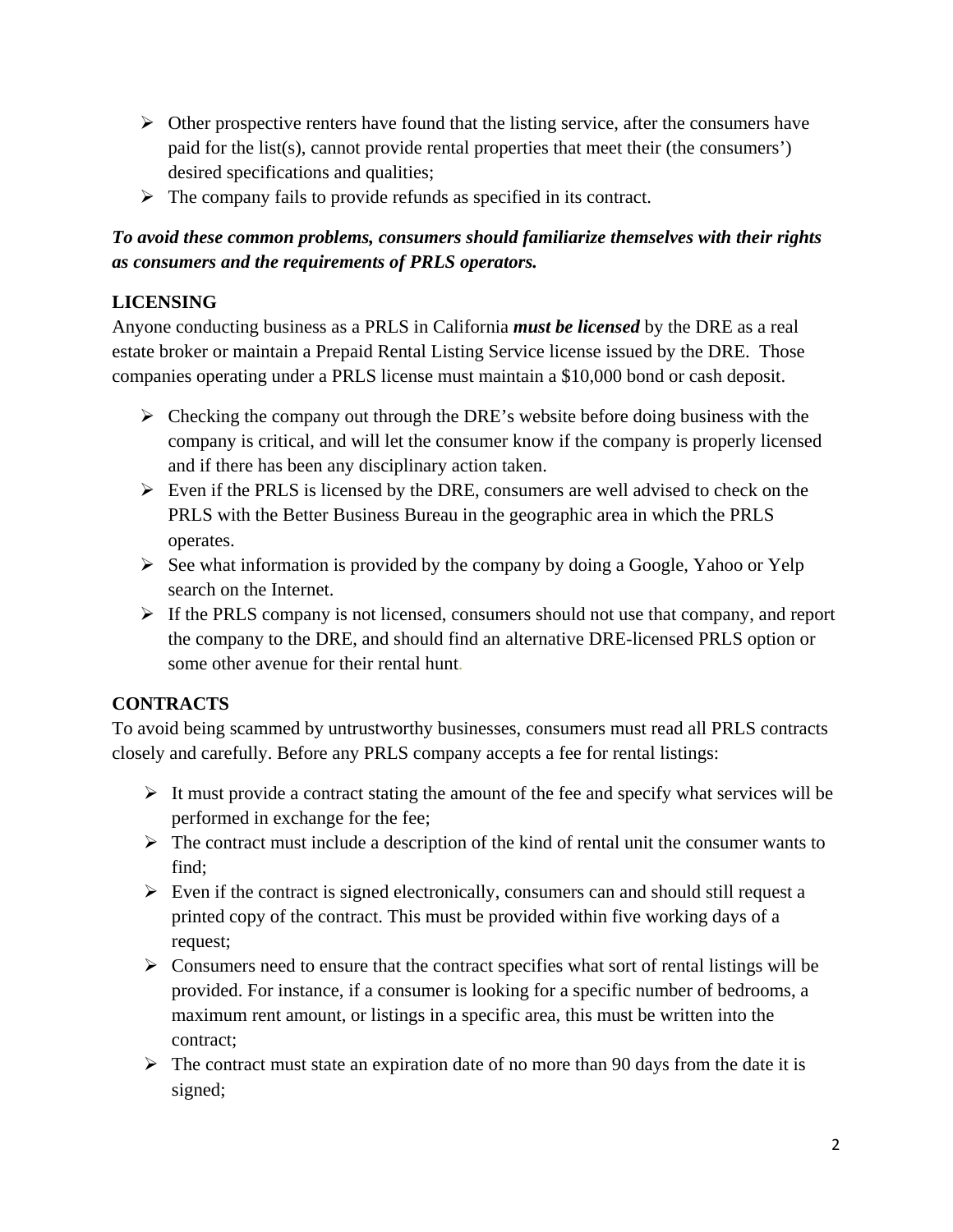- Other prospective renters have found that the listing service, after the consumers have paid for the list(s), cannot provide rental properties that meet their (the consumers') desired specifications and qualities;
- The company fails to provide refunds as specified in its contract.

***To avoid these common problems, consumers should familiarize themselves with their rights as consumers and the requirements of PRLS operators.***

**LICENSING**

Anyone conducting business as a PRLS in California ***must be licensed*** by the DRE as a real estate broker or maintain a Prepaid Rental Listing Service license issued by the DRE. Those companies operating under a PRLS license must maintain a $10,000 bond or cash deposit.

- Checking the company out through the DRE's website before doing business with the company is critical, and will let the consumer know if the company is properly licensed and if there has been any disciplinary action taken.
- Even if the PRLS is licensed by the DRE, consumers are well advised to check on the PRLS with the Better Business Bureau in the geographic area in which the PRLS operates.
- See what information is provided by the company by doing a Google, Yahoo or Yelp search on the Internet.
- If the PRLS company is not licensed, consumers should not use that company, and report the company to the DRE, and should find an alternative DRE-licensed PRLS option or some other avenue for their rental hunt.

**CONTRACTS**

To avoid being scammed by untrustworthy businesses, consumers must read all PRLS contracts closely and carefully. Before any PRLS company accepts a fee for rental listings:

- It must provide a contract stating the amount of the fee and specify what services will be performed in exchange for the fee;
- The contract must include a description of the kind of rental unit the consumer wants to find;
- Even if the contract is signed electronically, consumers can and should still request a printed copy of the contract. This must be provided within five working days of a request;
- Consumers need to ensure that the contract specifies what sort of rental listings will be provided. For instance, if a consumer is looking for a specific number of bedrooms, a maximum rent amount, or listings in a specific area, this must be written into the contract;
- The contract must state an expiration date of no more than 90 days from the date it is signed;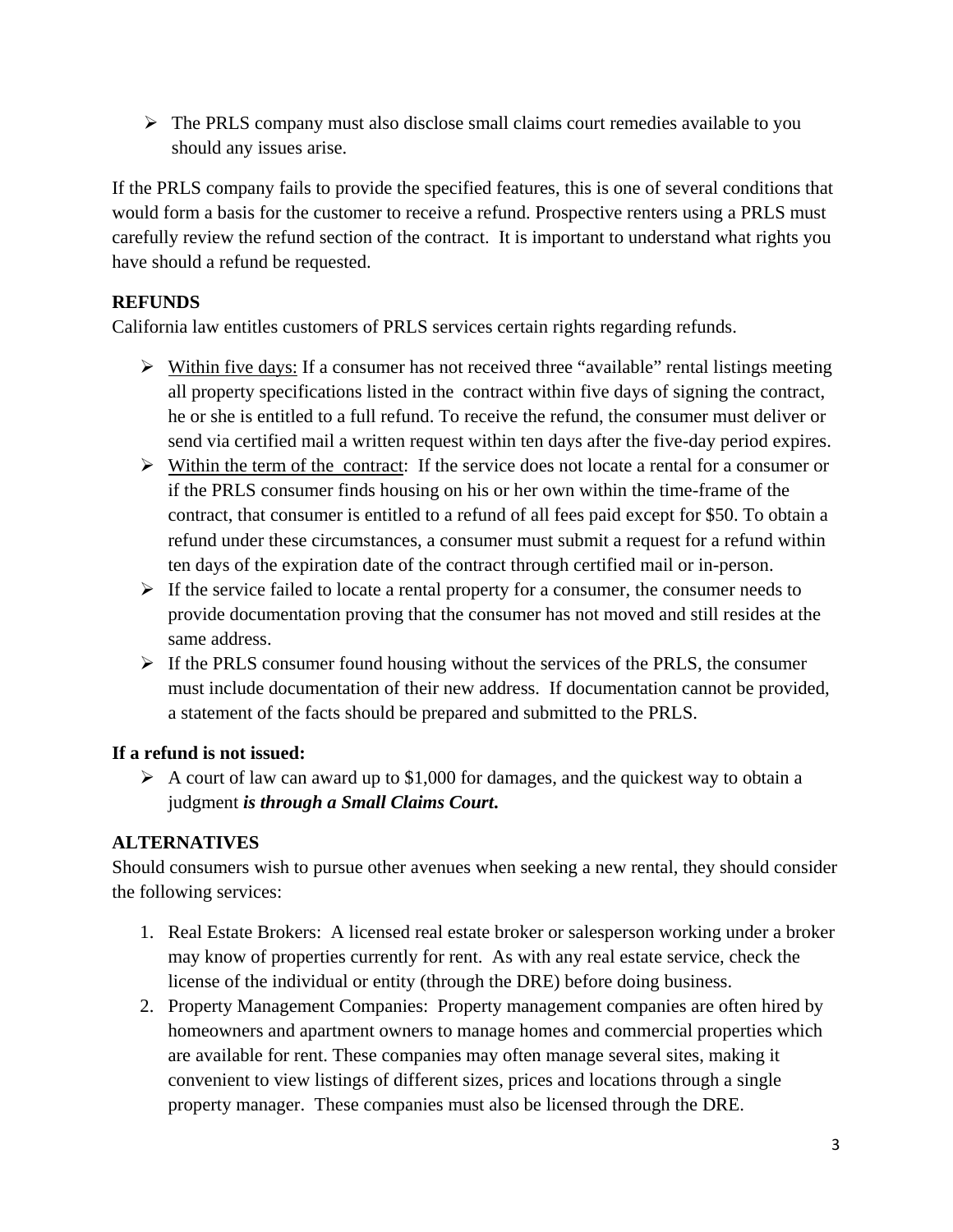- The PRLS company must also disclose small claims court remedies available to you should any issues arise.

If the PRLS company fails to provide the specified features, this is one of several conditions that would form a basis for the customer to receive a refund. Prospective renters using a PRLS must carefully review the refund section of the contract. It is important to understand what rights you have should a refund be requested.

**REFUNDS**

California law entitles customers of PRLS services certain rights regarding refunds.

- Within five days: If a consumer has not received three "available" rental listings meeting all property specifications listed in the contract within five days of signing the contract, he or she is entitled to a full refund. To receive the refund, the consumer must deliver or send via certified mail a written request within ten days after the five-day period expires.
- Within the term of the contract: If the service does not locate a rental for a consumer or if the PRLS consumer finds housing on his or her own within the time-frame of the contract, that consumer is entitled to a refund of all fees paid except for $50. To obtain a refund under these circumstances, a consumer must submit a request for a refund within ten days of the expiration date of the contract through certified mail or in-person.
- If the service failed to locate a rental property for a consumer, the consumer needs to provide documentation proving that the consumer has not moved and still resides at the same address.
- If the PRLS consumer found housing without the services of the PRLS, the consumer must include documentation of their new address. If documentation cannot be provided, a statement of the facts should be prepared and submitted to the PRLS.

**If a refund is not issued:**

- A court of law can award up to $1,000 for damages, and the quickest way to obtain a judgment ***is through a Small Claims Court.***

**ALTERNATIVES**

Should consumers wish to pursue other avenues when seeking a new rental, they should consider the following services:

1. Real Estate Brokers: A licensed real estate broker or salesperson working under a broker may know of properties currently for rent. As with any real estate service, check the license of the individual or entity (through the DRE) before doing business.
2. Property Management Companies: Property management companies are often hired by homeowners and apartment owners to manage homes and commercial properties which are available for rent. These companies may often manage several sites, making it convenient to view listings of different sizes, prices and locations through a single property manager. These companies must also be licensed through the DRE.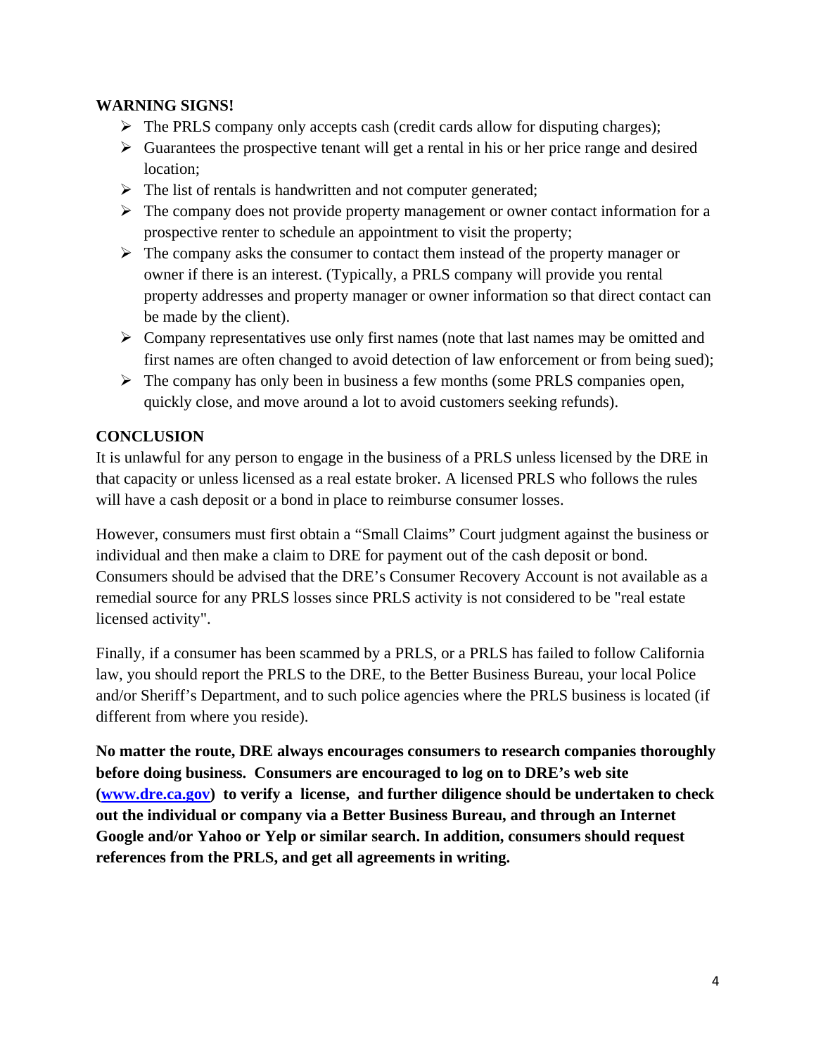**WARNING SIGNS!**

- The PRLS company only accepts cash (credit cards allow for disputing charges);
- Guarantees the prospective tenant will get a rental in his or her price range and desired location;
- The list of rentals is handwritten and not computer generated;
- The company does not provide property management or owner contact information for a prospective renter to schedule an appointment to visit the property;
- The company asks the consumer to contact them instead of the property manager or owner if there is an interest. (Typically, a PRLS company will provide you rental property addresses and property manager or owner information so that direct contact can be made by the client).
- Company representatives use only first names (note that last names may be omitted and first names are often changed to avoid detection of law enforcement or from being sued);
- The company has only been in business a few months (some PRLS companies open, quickly close, and move around a lot to avoid customers seeking refunds).

**CONCLUSION**

It is unlawful for any person to engage in the business of a PRLS unless licensed by the DRE in that capacity or unless licensed as a real estate broker. A licensed PRLS who follows the rules will have a cash deposit or a bond in place to reimburse consumer losses.

However, consumers must first obtain a "Small Claims" Court judgment against the business or individual and then make a claim to DRE for payment out of the cash deposit or bond. Consumers should be advised that the DRE's Consumer Recovery Account is not available as a remedial source for any PRLS losses since PRLS activity is not considered to be "real estate licensed activity".

Finally, if a consumer has been scammed by a PRLS, or a PRLS has failed to follow California law, you should report the PRLS to the DRE, to the Better Business Bureau, your local Police and/or Sheriff's Department, and to such police agencies where the PRLS business is located (if different from where you reside).

**No matter the route, DRE always encourages consumers to research companies thoroughly before doing business. Consumers are encouraged to log on to DRE's web site ([www.dre.ca.gov](http://www.dre.ca.gov)) to verify a license, and further diligence should be undertaken to check out the individual or company via a Better Business Bureau, and through an Internet Google and/or Yahoo or Yelp or similar search. In addition, consumers should request references from the PRLS, and get all agreements in writing.**